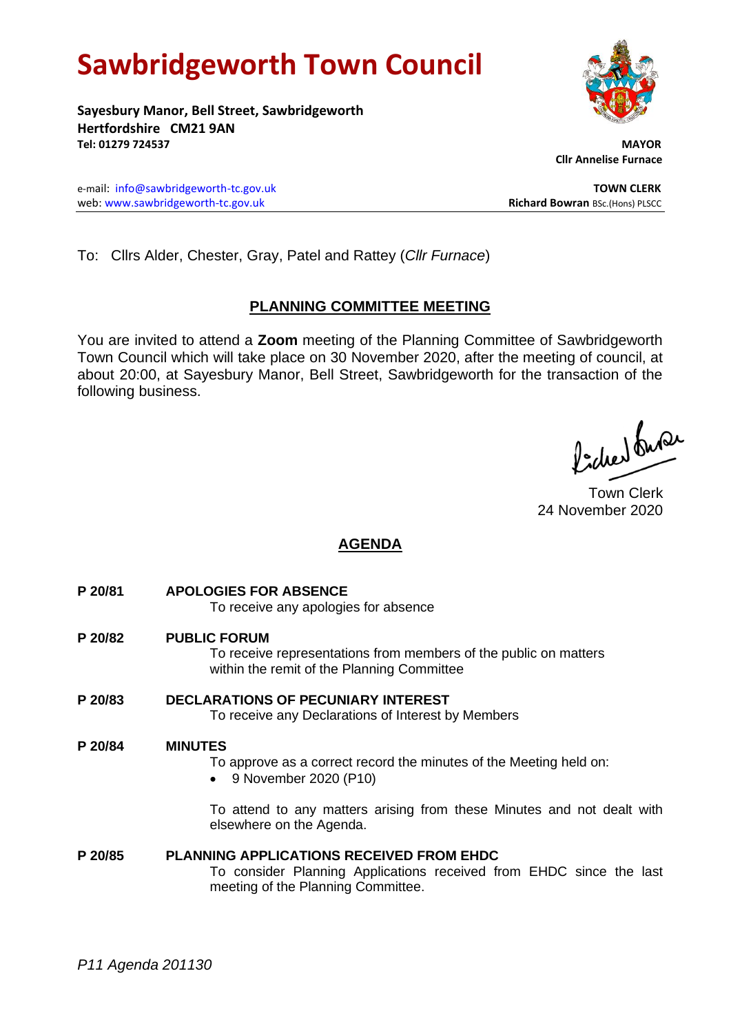# Sawbridgeworth Town Council

**Sayesbury Manor, Bell Street, Sawbridgeworth**
**Hertfordshire CM21 9AN**
**Tel: 01279 724537**

**MAYOR**
**Cllr Annelise Furnace**

e-mail: info@sawbridgeworth-tc.gov.uk
web: www.sawbridgeworth-tc.gov.uk

**TOWN CLERK**
**Richard Bowran** BSc.(Hons) PLSCC

---

To: Cllrs Alder, Chester, Gray, Patel and Rattey (*Cllr Furnace*)

## PLANNING COMMITTEE MEETING

You are invited to attend a **Zoom** meeting of the Planning Committee of Sawbridgeworth Town Council which will take place on 30 November 2020, after the meeting of council, at about 20:00, at Sayesbury Manor, Bell Street, Sawbridgeworth for the transaction of the following business.

Town Clerk
24 November 2020

## AGENDA

**P 20/81 APOLOGIES FOR ABSENCE**
To receive any apologies for absence

**P 20/82 PUBLIC FORUM**
To receive representations from members of the public on matters within the remit of the Planning Committee

**P 20/83 DECLARATIONS OF PECUNIARY INTEREST**
To receive any Declarations of Interest by Members

**P 20/84 MINUTES**
To approve as a correct record the minutes of the Meeting held on:

- 9 November 2020 (P10)

To attend to any matters arising from these Minutes and not dealt with elsewhere on the Agenda.

**P 20/85 PLANNING APPLICATIONS RECEIVED FROM EHDC**
To consider Planning Applications received from EHDC since the last meeting of the Planning Committee.

*P11 Agenda 201130*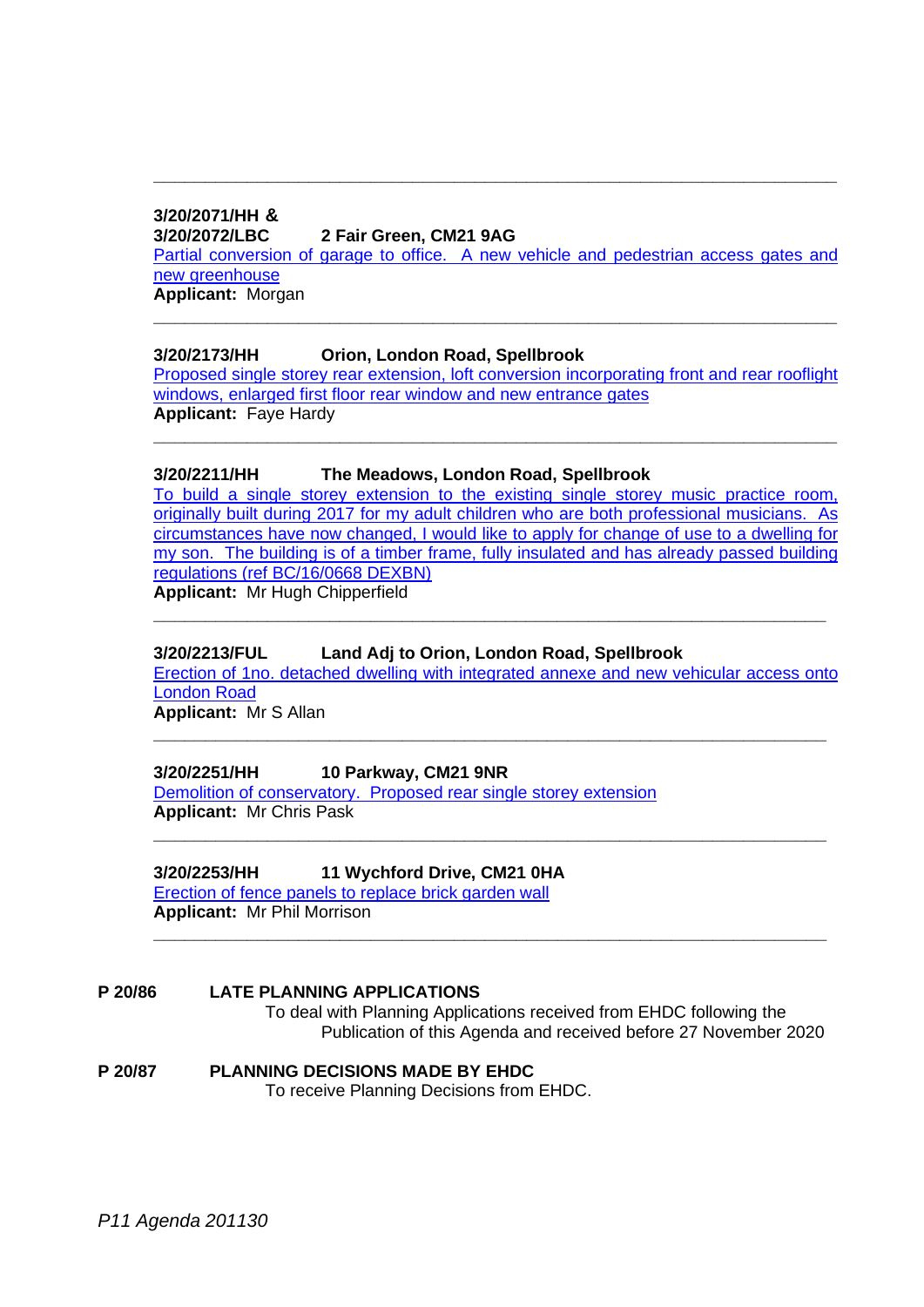---

**3/20/2071/HH &**
**3/20/2072/LBC** **2 Fair Green, CM21 9AG**
Partial conversion of garage to office. A new vehicle and pedestrian access gates and new greenhouse
**Applicant:** Morgan

---

**3/20/2173/HH** **Orion, London Road, Spellbrook**
Proposed single storey rear extension, loft conversion incorporating front and rear rooflight windows, enlarged first floor rear window and new entrance gates
**Applicant:** Faye Hardy

---

**3/20/2211/HH** **The Meadows, London Road, Spellbrook**
To build a single storey extension to the existing single storey music practice room, originally built during 2017 for my adult children who are both professional musicians. As circumstances have now changed, I would like to apply for change of use to a dwelling for my son. The building is of a timber frame, fully insulated and has already passed building regulations (ref BC/16/0668 DEXBN)
**Applicant:** Mr Hugh Chipperfield

---

**3/20/2213/FUL** **Land Adj to Orion, London Road, Spellbrook**
Erection of 1no. detached dwelling with integrated annexe and new vehicular access onto London Road
**Applicant:** Mr S Allan

---

**3/20/2251/HH** **10 Parkway, CM21 9NR**
Demolition of conservatory. Proposed rear single storey extension
**Applicant:** Mr Chris Pask

---

**3/20/2253/HH** **11 Wychford Drive, CM21 0HA**
Erection of fence panels to replace brick garden wall
**Applicant:** Mr Phil Morrison

---

**P 20/86** **LATE PLANNING APPLICATIONS**
To deal with Planning Applications received from EHDC following the Publication of this Agenda and received before 27 November 2020

**P 20/87** **PLANNING DECISIONS MADE BY EHDC**
To receive Planning Decisions from EHDC.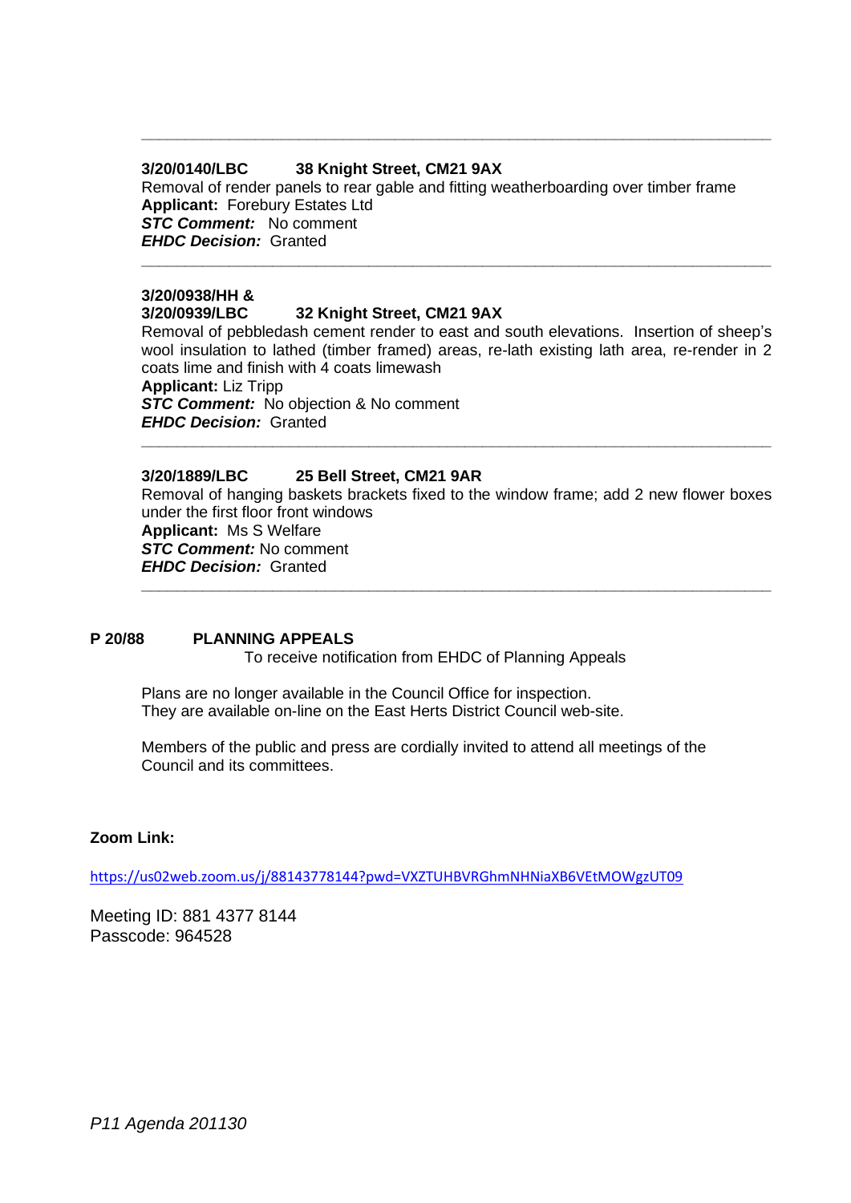---

**3/20/0140/LBC 38 Knight Street, CM21 9AX**
Removal of render panels to rear gable and fitting weatherboarding over timber frame
**Applicant:** Forebury Estates Ltd
***STC Comment:*** No comment
***EHDC Decision:*** Granted

---

**3/20/0938/HH &**
**3/20/0939/LBC 32 Knight Street, CM21 9AX**
Removal of pebbledash cement render to east and south elevations. Insertion of sheep's wool insulation to lathed (timber framed) areas, re-lath existing lath area, re-render in 2 coats lime and finish with 4 coats limewash
**Applicant:** Liz Tripp
***STC Comment:*** No objection & No comment
***EHDC Decision:*** Granted

---

**3/20/1889/LBC 25 Bell Street, CM21 9AR**
Removal of hanging baskets brackets fixed to the window frame; add 2 new flower boxes under the first floor front windows
**Applicant:** Ms S Welfare
***STC Comment:*** No comment
***EHDC Decision:*** Granted

---

**P 20/88 PLANNING APPEALS**

To receive notification from EHDC of Planning Appeals

Plans are no longer available in the Council Office for inspection.
They are available on-line on the East Herts District Council web-site.

Members of the public and press are cordially invited to attend all meetings of the Council and its committees.

**Zoom Link:**

https://us02web.zoom.us/j/88143778144?pwd=VXZTUHBVRGhmNHNiaXB6VEtMOWgzUT09

Meeting ID: 881 4377 8144
Passcode: 964528

*P11 Agenda 201130*